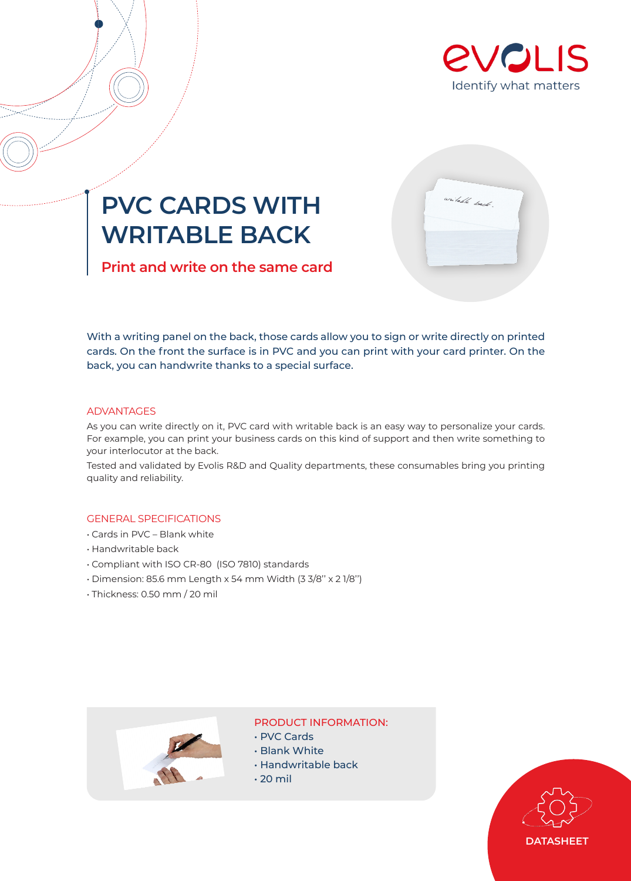# PVC CARDS WITH WRITABLE BACK

## Print and write on the same card

With a writing panel on the back, those cards allow you to sign or write directly on printed cards. On the front the surface is in PVC and you can print with your card printer. On the back, you can handwrite thanks to a special surface.

### ADVANTAGES

As you can write directly on it, PVC card with writable back is an easy way to personalize your cards. For example, you can print your business cards on this kind of support and then write something to your interlocutor at the back.

Tested and validated by Evolis R&D and Quality departments, these consumables bring you printing quality and reliability.

### GENERAL SPECIFICATIONS

- Cards in PVC – Blank white
- Handwritable back
- Compliant with ISO CR-80 (ISO 7810) standards
- Dimension: 85.6 mm Length x 54 mm Width (3 3/8'' x 2 1/8'')
- Thickness: 0.50 mm / 20 mil

### PRODUCT INFORMATION:

- PVC Cards
- Blank White
- Handwritable back
- 20 mil

DATASHEET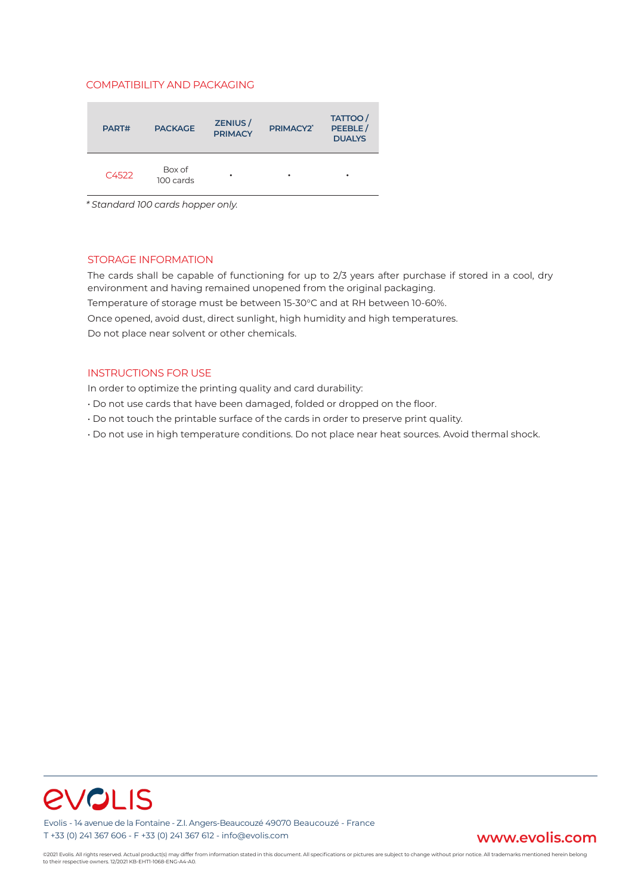## COMPATIBILITY AND PACKAGING

| PART# | PACKAGE | ZENIUS / PRIMACY | PRIMACY2* | TATTOO / PEEBLE / DUALYS |
|---|---|---|---|---|
| C4522 | Box of 100 cards | • | • | • |

*\* Standard 100 cards hopper only.*

## STORAGE INFORMATION

The cards shall be capable of functioning for up to 2/3 years after purchase if stored in a cool, dry environment and having remained unopened from the original packaging.

Temperature of storage must be between 15-30°C and at RH between 10-60%.

Once opened, avoid dust, direct sunlight, high humidity and high temperatures.

Do not place near solvent or other chemicals.

## INSTRUCTIONS FOR USE

In order to optimize the printing quality and card durability:

- Do not use cards that have been damaged, folded or dropped on the floor.
- Do not touch the printable surface of the cards in order to preserve print quality.
- Do not use in high temperature conditions. Do not place near heat sources. Avoid thermal shock.

EVOLIS

Evolis - 14 avenue de la Fontaine - Z.I. Angers-Beaucouzé 49070 Beaucouzé - France
T +33 (0) 241 367 606 - F +33 (0) 241 367 612 - info@evolis.com

www.evolis.com

©2021 Evolis. All rights reserved. Actual product(s) may differ from information stated in this document. All specifications or pictures are subject to change without prior notice. All trademarks mentioned herein belong to their respective owners. 12/2021 KB-EHT1-1068-ENG-A4-A0.